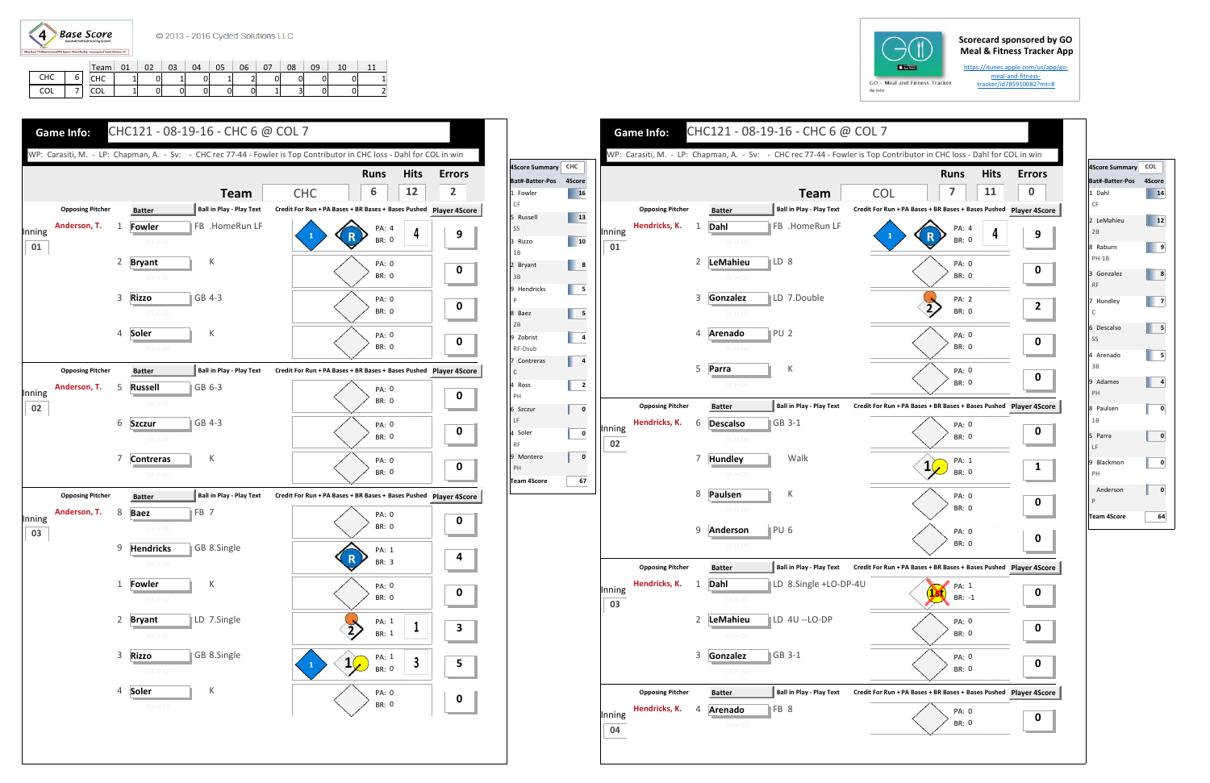4 Base Score

© 2013 - 2016 Cycled Solutions LLC

| | | Team | 01 | 02 | 03 | 04 | 05 | 06 | 07 | 08 | 09 | 10 | 11 |
|---|---|---|---|---|---|---|---|---|---|---|---|---|---|
| CHC | 6 | CHC | 1 | 0 | 1 | 0 | 1 | 2 | 0 | 0 | 0 | 0 | 1 |
| COL | 7 | COL | 1 | 0 | 0 | 0 | 0 | 0 | 1 | 3 | 0 | 0 | 2 |

Scorecard sponsored by GO Meal & Fitness Tracker App

https://itunes.apple.com/us/app/go-meal-and-fitness-tracker/id785910082?mt=8

GO - Meal and Fitness Tracker

## Game Info: CHC121 - 08-19-16 - CHC 6 @ COL 7

WP: Carasiti, M. - LP: Chapman, A. - Sv: - CHC rec 77-44 - Fowler is Top Contributor in CHC loss - Dahl for COL in win

| Team | Runs | Hits | Errors |
|---|---|---|---|
| CHC | 6 | 12 | 2 |

| Inning | Opposing Pitcher | # | Batter | Ball in Play - Play Text | PA | BR | Player 4Score |
|---|---|---|---|---|---|---|---|
| 01 | Anderson, T. | 1 | Fowler | FB .HomeRun LF | 4 | 0 | 9 |
| | | 2 | Bryant | K | 0 | 0 | 0 |
| | | 3 | Rizzo | GB 4-3 | 0 | 0 | 0 |
| | | 4 | Soler | K | 0 | 0 | 0 |
| 02 | Anderson, T. | 5 | Russell | GB 6-3 | 0 | 0 | 0 |
| | | 6 | Szczur | GB 4-3 | 0 | 0 | 0 |
| | | 7 | Contreras | K | 0 | 0 | 0 |
| 03 | Anderson, T. | 8 | Baez | FB 7 | 0 | 0 | 0 |
| | | 9 | Hendricks | GB 8.Single | 1 | 3 | 4 |
| | | 1 | Fowler | K | 0 | 0 | 0 |
| | | 2 | Bryant | LD 7.Single | 1 | 1 | 3 |
| | | 3 | Rizzo | GB 8.Single | 1 | 0 | 5 |
| | | 4 | Soler | K | 0 | 0 | 0 |

| 4Score Summary CHC | |
|---|---|
| Bat#-Batter-Pos | 4Score |
| 1 Fowler CF | 16 |
| 5 Russell SS | 13 |
| 3 Rizzo 1B | 10 |
| 2 Bryant 3B | 8 |
| 9 Hendricks P | 5 |
| 8 Baez 2B | 5 |
| 9 Zobrist RF-Dsub | 4 |
| 7 Contreras C | 4 |
| 4 Ross PH | 2 |
| 6 Szczur LF | 0 |
| 4 Soler RF | 0 |
| 9 Montero PH | 0 |
| Team 4Score | 67 |

## Game Info: CHC121 - 08-19-16 - CHC 6 @ COL 7

WP: Carasiti, M. - LP: Chapman, A. - Sv: - CHC rec 77-44 - Fowler is Top Contributor in CHC loss - Dahl for COL in win

| Team | Runs | Hits | Errors |
|---|---|---|---|
| COL | 7 | 11 | 0 |

| Inning | Opposing Pitcher | # | Batter | Ball in Play - Play Text | PA | BR | Player 4Score |
|---|---|---|---|---|---|---|---|
| 01 | Hendricks, K. | 1 | Dahl | FB .HomeRun LF | 4 | 0 | 9 |
| | | 2 | LeMahieu | LD 8 | 0 | 0 | 0 |
| | | 3 | Gonzalez | LD 7.Double | 2 | 0 | 2 |
| | | 4 | Arenado | PU 2 | 0 | 0 | 0 |
| | | 5 | Parra | K | 0 | 0 | 0 |
| 02 | Hendricks, K. | 6 | Descalso | GB 3-1 | 0 | 0 | 0 |
| | | 7 | Hundley | Walk | 1 | 0 | 1 |
| | | 8 | Paulsen | K | 0 | 0 | 0 |
| | | 9 | Anderson | PU 6 | 0 | 0 | 0 |
| 03 | Hendricks, K. | 1 | Dahl | LD 8.Single +LO-DP-4U | 1 | -1 | 0 |
| | | 2 | LeMahieu | LD 4U --LO-DP | 0 | 0 | 0 |
| | | 3 | Gonzalez | GB 3-1 | 0 | 0 | 0 |
| 04 | Hendricks, K. | 4 | Arenado | FB 8 | 0 | 0 | 0 |

| 4Score Summary COL | |
|---|---|
| Bat#-Batter-Pos | 4Score |
| 1 Dahl CF | 14 |
| 2 LeMahieu 2B | 12 |
| 8 Raburn PH-1B | 9 |
| 3 Gonzalez RF | 8 |
| 7 Hundley C | 7 |
| 6 Descalso SS | 5 |
| 4 Arenado 3B | 5 |
| 9 Adames PH | 4 |
| 8 Paulsen 1B | 0 |
| 5 Parra LF | 0 |
| 9 Blackmon PH | 0 |
| Anderson P | 0 |
| Team 4Score | 64 |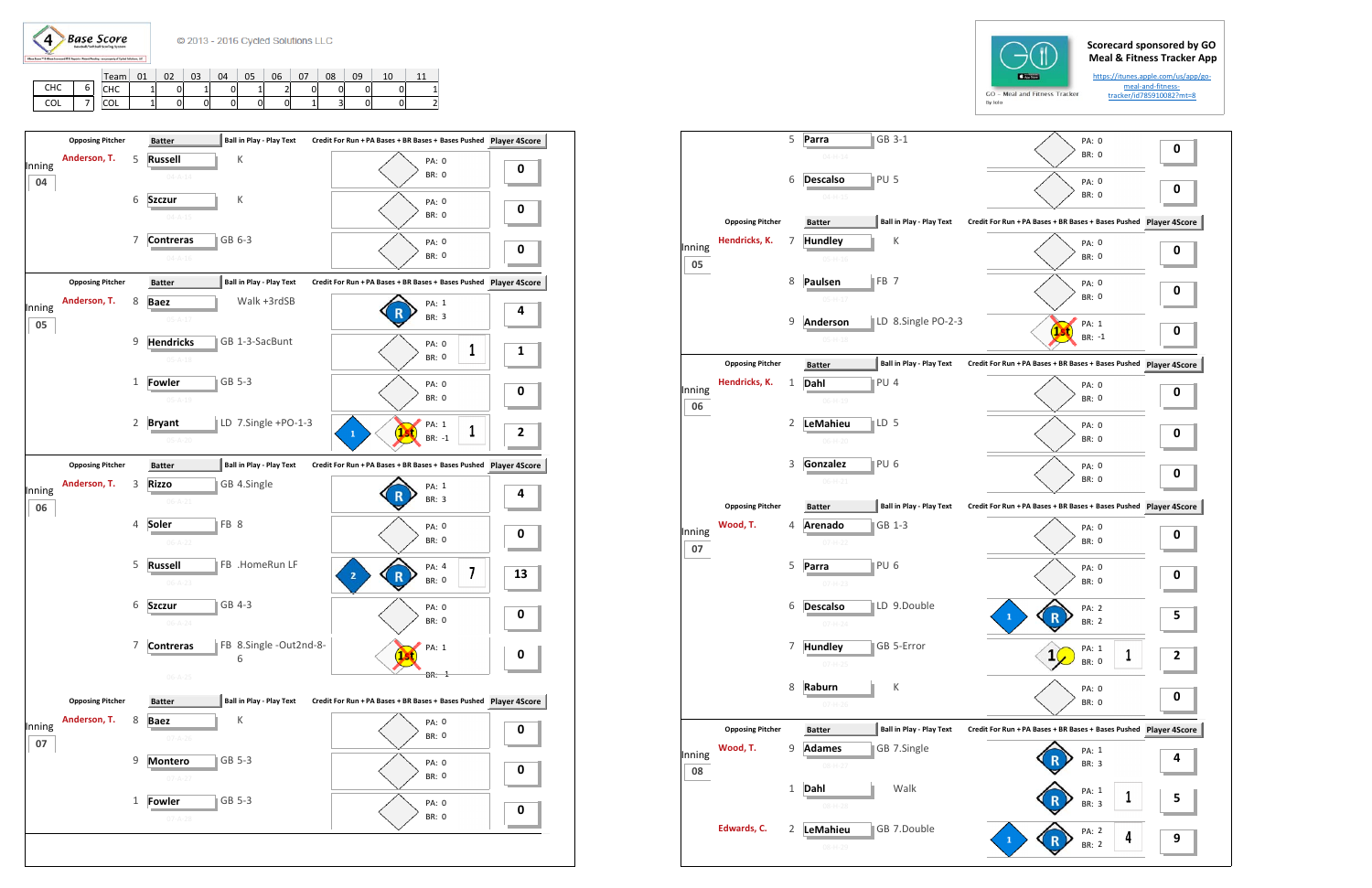4 Base Score

© 2013 - 2016 Cycled Solutions LLC

| | |
|---|---|
| CHC | 6 |
| COL | 7 |

| Team | 01 | 02 | 03 | 04 | 05 | 06 | 07 | 08 | 09 | 10 | 11 |
|---|---|---|---|---|---|---|---|---|---|---|---|
| CHC | 1 | 0 | 1 | 0 | 1 | 2 | 0 | 0 | 0 | 0 | 1 |
| COL | 1 | 0 | 0 | 0 | 0 | 0 | 1 | 3 | 0 | 0 | 2 |

Scorecard sponsored by GO Meal & Fitness Tracker App

https://itunes.apple.com/us/app/go-meal-and-fitness-tracker/id785910082?mt=8

## Inning 04

| Opposing Pitcher | # | Batter | Ball in Play - Play Text | Credit For Run + PA Bases + BR Bases + Bases Pushed | Player 4Score |
|---|---|---|---|---|---|
| Anderson, T. | 5 | Russell | K | PA: 0 BR: 0 | 0 |
| | 6 | Szczur | K | PA: 0 BR: 0 | 0 |
| | 7 | Contreras | GB 6-3 | PA: 0 BR: 0 | 0 |

## Inning 05

| Opposing Pitcher | # | Batter | Ball in Play - Play Text | Credit For Run + PA Bases + BR Bases + Bases Pushed | Player 4Score |
|---|---|---|---|---|---|
| Anderson, T. | 8 | Baez | Walk +3rdSB | R PA: 1 BR: 3 | 4 |
| | 9 | Hendricks | GB 1-3-SacBunt | PA: 0 BR: 0 1 | 1 |
| | 1 | Fowler | GB 5-3 | PA: 0 BR: 0 | 0 |
| | 2 | Bryant | LD 7.Single +PO-1-3 | 1 1st PA: 1 BR: -1 1 | 2 |

## Inning 06

| Opposing Pitcher | # | Batter | Ball in Play - Play Text | Credit For Run + PA Bases + BR Bases + Bases Pushed | Player 4Score |
|---|---|---|---|---|---|
| Anderson, T. | 3 | Rizzo | GB 4.Single | R PA: 1 BR: 3 | 4 |
| | 4 | Soler | FB 8 | PA: 0 BR: 0 | 0 |
| | 5 | Russell | FB .HomeRun LF | 2 R PA: 4 BR: 0 7 | 13 |
| | 6 | Szczur | GB 4-3 | PA: 0 BR: 0 | 0 |
| | 7 | Contreras | FB 8.Single -Out2nd-8-6 | 1st PA: 1 BR: -1 | 0 |

## Inning 07

| Opposing Pitcher | # | Batter | Ball in Play - Play Text | Credit For Run + PA Bases + BR Bases + Bases Pushed | Player 4Score |
|---|---|---|---|---|---|
| Anderson, T. | 8 | Baez | K | PA: 0 BR: 0 | 0 |
| | 9 | Montero | GB 5-3 | PA: 0 BR: 0 | 0 |
| | 1 | Fowler | GB 5-3 | PA: 0 BR: 0 | 0 |

## Inning 04 (COL, continued)

| # | Batter | Ball in Play - Play Text | Credit For Run + PA Bases + BR Bases + Bases Pushed | Player 4Score |
|---|---|---|---|---|
| 5 | Parra | GB 3-1 | PA: 0 BR: 0 | 0 |
| 6 | Descalso | PU 5 | PA: 0 BR: 0 | 0 |

## Inning 05

| Opposing Pitcher | # | Batter | Ball in Play - Play Text | Credit For Run + PA Bases + BR Bases + Bases Pushed | Player 4Score |
|---|---|---|---|---|---|
| Hendricks, K. | 7 | Hundley | K | PA: 0 BR: 0 | 0 |
| | 8 | Paulsen | FB 7 | PA: 0 BR: 0 | 0 |
| | 9 | Anderson | LD 8.Single PO-2-3 | 1st PA: 1 BR: -1 | 0 |

## Inning 06

| Opposing Pitcher | # | Batter | Ball in Play - Play Text | Credit For Run + PA Bases + BR Bases + Bases Pushed | Player 4Score |
|---|---|---|---|---|---|
| Hendricks, K. | 1 | Dahl | PU 4 | PA: 0 BR: 0 | 0 |
| | 2 | LeMahieu | LD 5 | PA: 0 BR: 0 | 0 |
| | 3 | Gonzalez | PU 6 | PA: 0 BR: 0 | 0 |

## Inning 07

| Opposing Pitcher | # | Batter | Ball in Play - Play Text | Credit For Run + PA Bases + BR Bases + Bases Pushed | Player 4Score |
|---|---|---|---|---|---|
| Wood, T. | 4 | Arenado | GB 1-3 | PA: 0 BR: 0 | 0 |
| | 5 | Parra | PU 6 | PA: 0 BR: 0 | 0 |
| | 6 | Descalso | LD 9.Double | 1 R PA: 2 BR: 2 | 5 |
| | 7 | Hundley | GB 5-Error | 1 PA: 1 BR: 0 1 | 2 |
| | 8 | Raburn | K | PA: 0 BR: 0 | 0 |

## Inning 08

| Opposing Pitcher | # | Batter | Ball in Play - Play Text | Credit For Run + PA Bases + BR Bases + Bases Pushed | Player 4Score |
|---|---|---|---|---|---|
| Wood, T. | 9 | Adames | GB 7.Single | R PA: 1 BR: 3 | 4 |
| | 1 | Dahl | Walk | R PA: 1 BR: 3 1 | 5 |
| Edwards, C. | 2 | LeMahieu | GB 7.Double | 1 R PA: 2 BR: 2 4 | 9 |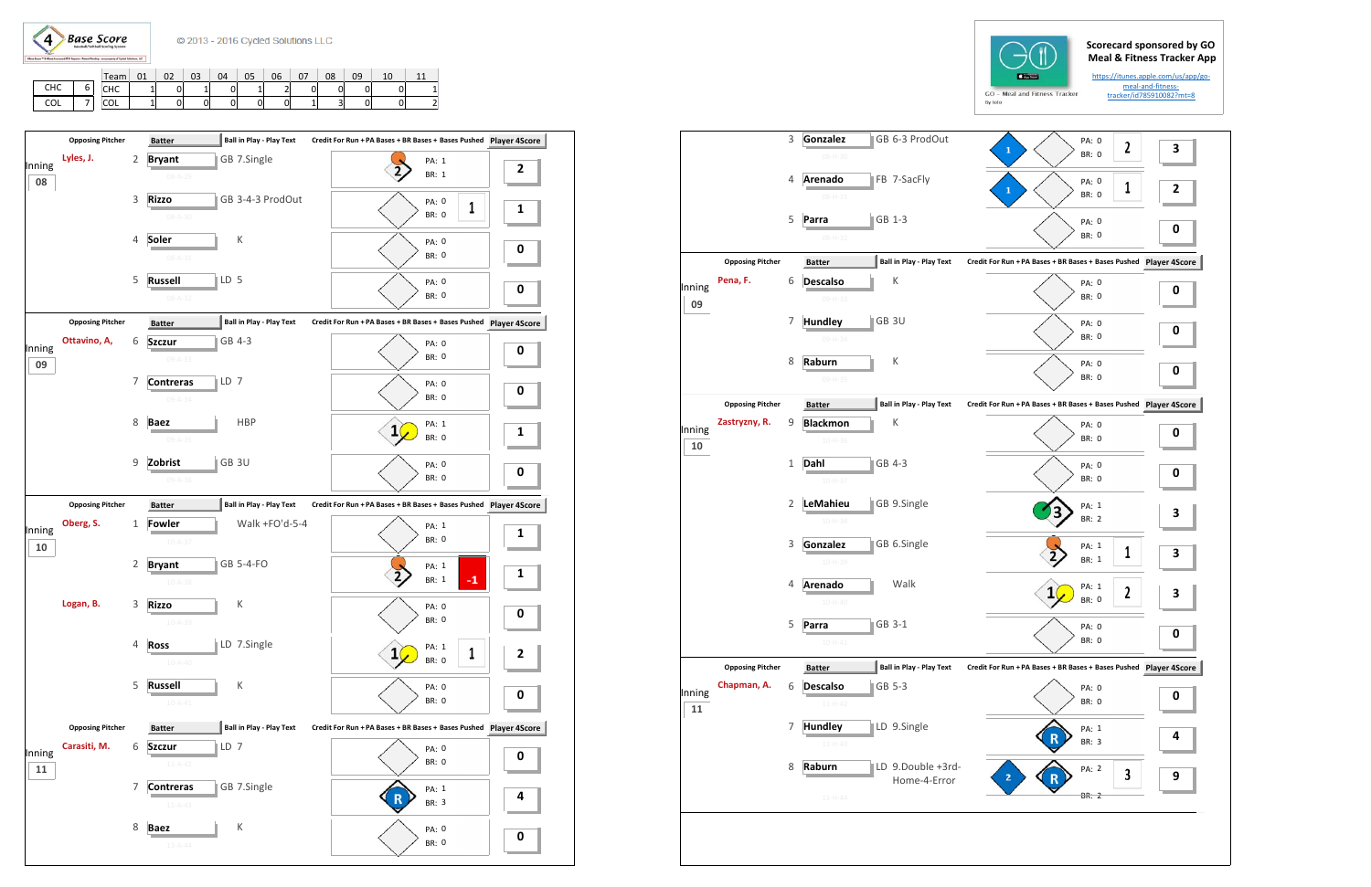4 Base Score

© 2013 - 2016 Cycled Solutions LLC

| | |
|---|---|
| CHC | 6 |
| COL | 7 |

| Team | 01 | 02 | 03 | 04 | 05 | 06 | 07 | 08 | 09 | 10 | 11 |
|---|---|---|---|---|---|---|---|---|---|---|---|
| CHC | 1 | 0 | 1 | 0 | 1 | 2 | 0 | 0 | 0 | 0 | 1 |
| COL | 1 | 0 | 0 | 0 | 0 | 0 | 1 | 3 | 0 | 0 | 2 |

Scorecard sponsored by GO Meal & Fitness Tracker App

https://itunes.apple.com/us/app/go-meal-and-fitness-tracker/id785910082?mt=8

## Inning 08

| Opposing Pitcher | # | Batter | Ball in Play - Play Text | Bases | PA | BR | Credit For Run + PA Bases + BR Bases + Bases Pushed | Player 4Score |
|---|---|---|---|---|---|---|---|---|
| Lyles, J. | 2 | Bryant | GB 7.Single | 2 | 1 | 1 | | 2 |
| | 3 | Rizzo | GB 3-4-3 ProdOut | | 0 | 0 | 1 | 1 |
| | 4 | Soler | K | | 0 | 0 | | 0 |
| | 5 | Russell | LD 5 | | 0 | 0 | | 0 |

## Inning 09

| Opposing Pitcher | # | Batter | Ball in Play - Play Text | Bases | PA | BR | Credit For Run + PA Bases + BR Bases + Bases Pushed | Player 4Score |
|---|---|---|---|---|---|---|---|---|
| Ottavino, A. | 6 | Szczur | GB 4-3 | | 0 | 0 | | 0 |
| | 7 | Contreras | LD 7 | | 0 | 0 | | 0 |
| | 8 | Baez | HBP | 1 | 1 | 0 | | 1 |
| | 9 | Zobrist | GB 3U | | 0 | 0 | | 0 |

## Inning 10

| Opposing Pitcher | # | Batter | Ball in Play - Play Text | Bases | PA | BR | Credit For Run + PA Bases + BR Bases + Bases Pushed | Player 4Score |
|---|---|---|---|---|---|---|---|---|
| Oberg, S. | 1 | Fowler | Walk +FO'd-5-4 | | 1 | 0 | | 1 |
| | 2 | Bryant | GB 5-4-FO | 2 | 1 | 1 | -1 | 1 |
| Logan, B. | 3 | Rizzo | K | | 0 | 0 | | 0 |
| | 4 | Ross | LD 7.Single | 1 | 1 | 0 | 1 | 2 |
| | 5 | Russell | K | | 0 | 0 | | 0 |

## Inning 11

| Opposing Pitcher | # | Batter | Ball in Play - Play Text | Bases | PA | BR | Credit For Run + PA Bases + BR Bases + Bases Pushed | Player 4Score |
|---|---|---|---|---|---|---|---|---|
| Carasiti, M. | 6 | Szczur | LD 7 | | 0 | 0 | | 0 |
| | 7 | Contreras | GB 7.Single | R | 1 | 3 | | 4 |
| | 8 | Baez | K | | 0 | 0 | | 0 |

## Inning 08 (continued)

| Opposing Pitcher | # | Batter | Ball in Play - Play Text | Bases | PA | BR | Credit For Run + PA Bases + BR Bases + Bases Pushed | Player 4Score |
|---|---|---|---|---|---|---|---|---|
| | 3 | Gonzalez | GB 6-3 ProdOut | 1 | 0 | 0 | 2 | 3 |
| | 4 | Arenado | FB 7-SacFly | 1 | 0 | 0 | 1 | 2 |
| | 5 | Parra | GB 1-3 | | 0 | 0 | | 0 |

## Inning 09

| Opposing Pitcher | # | Batter | Ball in Play - Play Text | Bases | PA | BR | Credit For Run + PA Bases + BR Bases + Bases Pushed | Player 4Score |
|---|---|---|---|---|---|---|---|---|
| Pena, F. | 6 | Descalso | K | | 0 | 0 | | 0 |
| | 7 | Hundley | GB 3U | | 0 | 0 | | 0 |
| | 8 | Raburn | K | | 0 | 0 | | 0 |

## Inning 10

| Opposing Pitcher | # | Batter | Ball in Play - Play Text | Bases | PA | BR | Credit For Run + PA Bases + BR Bases + Bases Pushed | Player 4Score |
|---|---|---|---|---|---|---|---|---|
| Zastryzny, R. | 9 | Blackmon | K | | 0 | 0 | | 0 |
| | 1 | Dahl | GB 4-3 | | 0 | 0 | | 0 |
| | 2 | LeMahieu | GB 9.Single | 3 | 1 | 2 | | 3 |
| | 3 | Gonzalez | GB 6.Single | 2 | 1 | 1 | 1 | 3 |
| | 4 | Arenado | Walk | 1 | 1 | 0 | 2 | 3 |
| | 5 | Parra | GB 3-1 | | 0 | 0 | | 0 |

## Inning 11

| Opposing Pitcher | # | Batter | Ball in Play - Play Text | Bases | PA | BR | Credit For Run + PA Bases + BR Bases + Bases Pushed | Player 4Score |
|---|---|---|---|---|---|---|---|---|
| Chapman, A. | 6 | Descalso | GB 5-3 | | 0 | 0 | | 0 |
| | 7 | Hundley | LD 9.Single | R | 1 | 3 | | 4 |
| | 8 | Raburn | LD 9.Double +3rd-Home-4-Error | 2, R | 2 | 2 | 3 | 9 |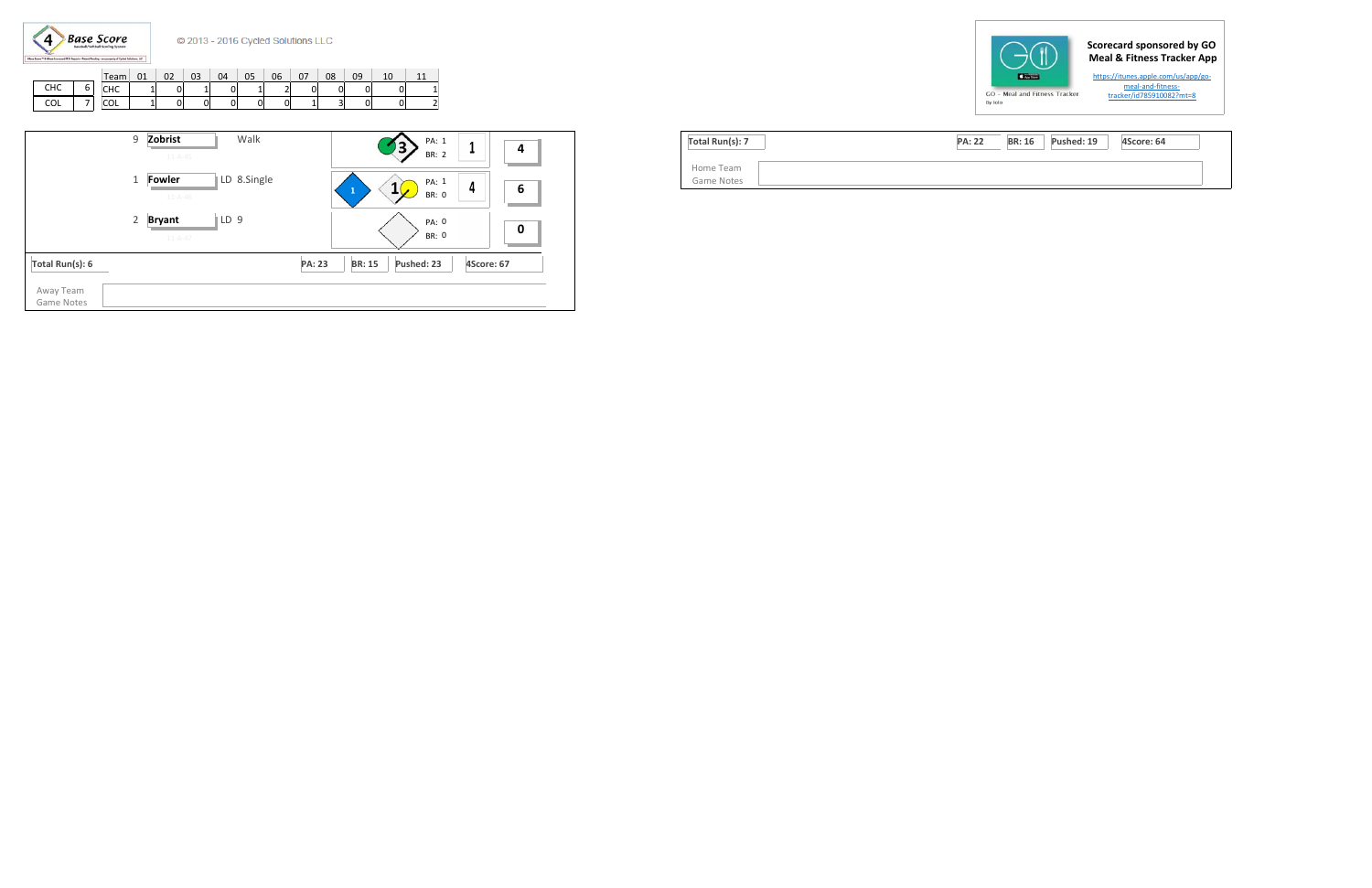4 Base Score

© 2013 - 2016 Cycled Solutions LLC

| | |
|---|---|
| CHC | 6 |
| COL | 7 |

| Team | 01 | 02 | 03 | 04 | 05 | 06 | 07 | 08 | 09 | 10 | 11 |
|---|---|---|---|---|---|---|---|---|---|---|---|
| CHC | 1 | 0 | 1 | 0 | 1 | 2 | 0 | 0 | 0 | 0 | 1 |
| COL | 1 | 0 | 0 | 0 | 0 | 0 | 1 | 3 | 0 | 0 | 2 |

**Scorecard sponsored by GO Meal & Fitness Tracker App**

https://itunes.apple.com/us/app/go-meal-and-fitness-tracker/id785910082?mt=8

GO - Meal and Fitness Tracker

9 **Zobrist** Walk — 3 — PA: 1 BR: 2 — 1 — 4

1 **Fowler** LD 8.Single — 1 — 1 — PA: 1 BR: 0 — 4 — 6

2 **Bryant** LD 9 — PA: 0 BR: 0 — 0

**Total Run(s): 6** | **PA: 23** | **BR: 15** | **Pushed: 23** | **4Score: 67**

Away Team Game Notes

**Total Run(s): 7** | **PA: 22** | **BR: 16** | **Pushed: 19** | **4Score: 64**

Home Team Game Notes